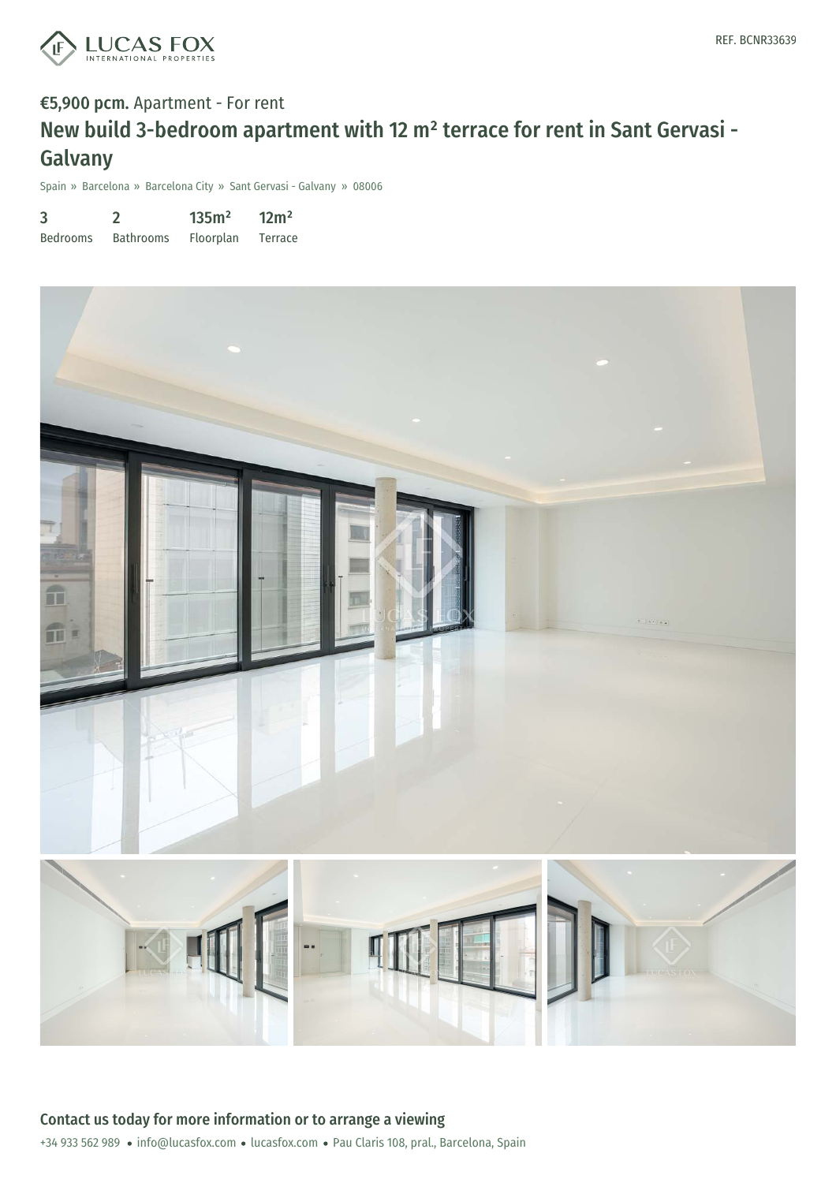REF. BCNR33639

**€5,900 pcm.** Apartment - For rent

# New build 3-bedroom apartment with 12 m² terrace for rent in Sant Gervasi - Galvany

Spain » Barcelona » Barcelona City » Sant Gervasi - Galvany » 08006

| 3 | 2 | 135m² | 12m² |
|---|---|---|---|
| Bedrooms | Bathrooms | Floorplan | Terrace |

## Contact us today for more information or to arrange a viewing

+34 933 562 989 • info@lucasfox.com • lucasfox.com • Pau Claris 108, pral., Barcelona, Spain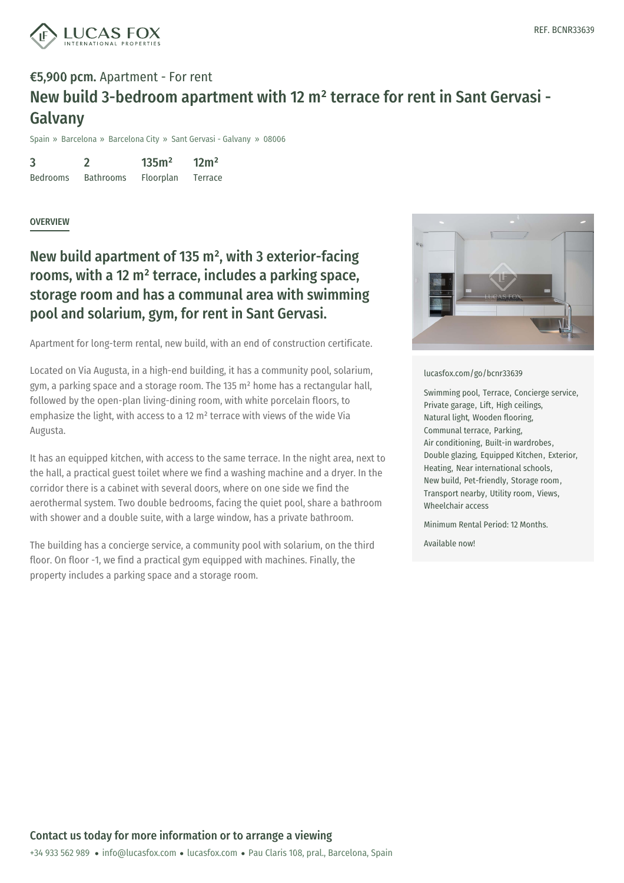REF. BCNR33639

**€5,900 pcm.** Apartment - For rent

# New build 3-bedroom apartment with 12 m² terrace for rent in Sant Gervasi - Galvany

Spain » Barcelona » Barcelona City » Sant Gervasi - Galvany » 08006

| 3 | 2 | 135m² | 12m² |
|---|---|---|---|
| Bedrooms | Bathrooms | Floorplan | Terrace |

## OVERVIEW

## New build apartment of 135 m², with 3 exterior-facing rooms, with a 12 m² terrace, includes a parking space, storage room and has a communal area with swimming pool and solarium, gym, for rent in Sant Gervasi.

Apartment for long-term rental, new build, with an end of construction certificate.

Located on Via Augusta, in a high-end building, it has a community pool, solarium, gym, a parking space and a storage room. The 135 m² home has a rectangular hall, followed by the open-plan living-dining room, with white porcelain floors, to emphasize the light, with access to a 12 m² terrace with views of the wide Via Augusta.

It has an equipped kitchen, with access to the same terrace. In the night area, next to the hall, a practical guest toilet where we find a washing machine and a dryer. In the corridor there is a cabinet with several doors, where on one side we find the aerothermal system. Two double bedrooms, facing the quiet pool, share a bathroom with shower and a double suite, with a large window, has a private bathroom.

The building has a concierge service, a community pool with solarium, on the third floor. On floor -1, we find a practical gym equipped with machines. Finally, the property includes a parking space and a storage room.

lucasfox.com/go/bcnr33639

Swimming pool, Terrace, Concierge service, Private garage, Lift, High ceilings, Natural light, Wooden flooring, Communal terrace, Parking, Air conditioning, Built-in wardrobes, Double glazing, Equipped Kitchen, Exterior, Heating, Near international schools, New build, Pet-friendly, Storage room, Transport nearby, Utility room, Views, Wheelchair access

Minimum Rental Period: 12 Months.

Available now!

**Contact us today for more information or to arrange a viewing**

+34 933 562 989 • info@lucasfox.com • lucasfox.com • Pau Claris 108, pral., Barcelona, Spain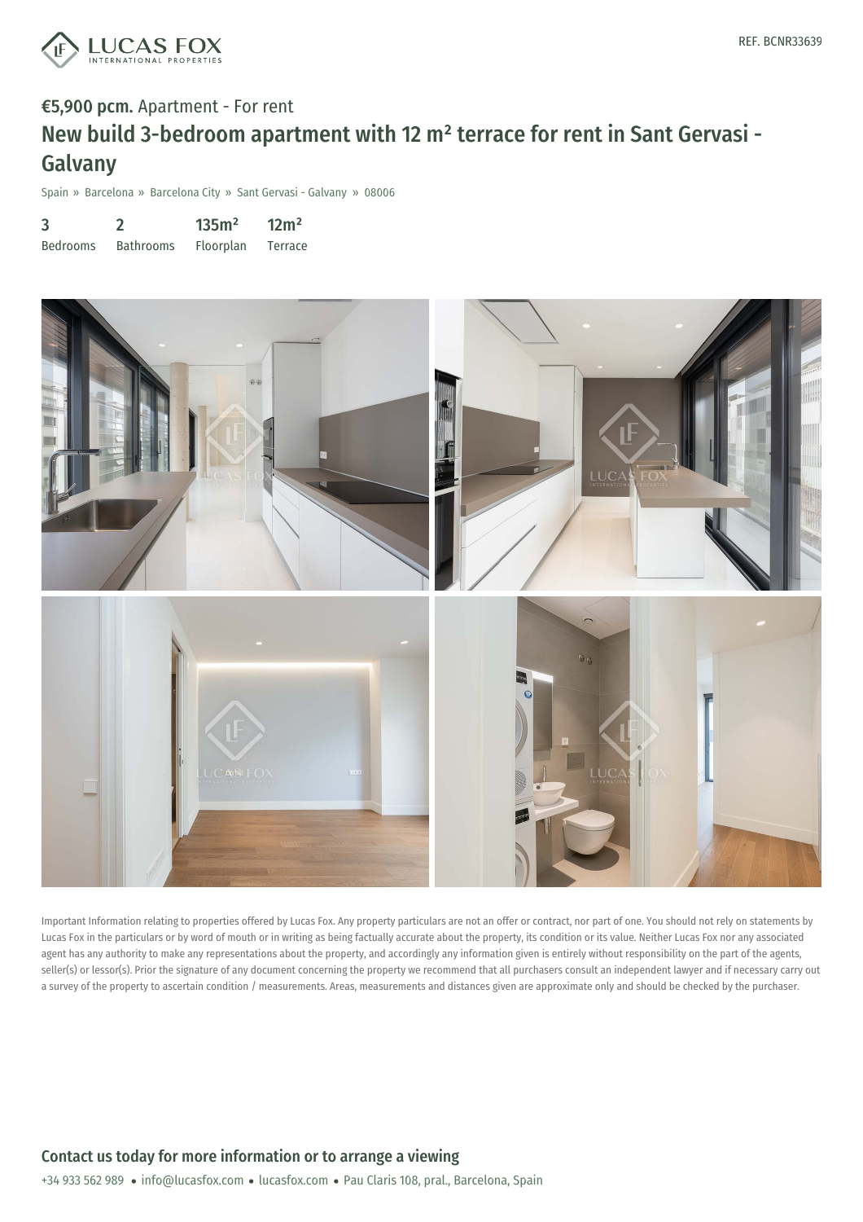REF. BCNR33639

**€5,900 pcm.** Apartment - For rent

# New build 3-bedroom apartment with 12 m² terrace for rent in Sant Gervasi - Galvany

Spain » Barcelona » Barcelona City » Sant Gervasi - Galvany » 08006

| 3 | 2 | 135m² | 12m² |
|---|---|---|---|
| Bedrooms | Bathrooms | Floorplan | Terrace |

Important Information relating to properties offered by Lucas Fox. Any property particulars are not an offer or contract, nor part of one. You should not rely on statements by Lucas Fox in the particulars or by word of mouth or in writing as being factually accurate about the property, its condition or its value. Neither Lucas Fox nor any associated agent has any authority to make any representations about the property, and accordingly any information given is entirely without responsibility on the part of the agents, seller(s) or lessor(s). Prior the signature of any document concerning the property we recommend that all purchasers consult an independent lawyer and if necessary carry out a survey of the property to ascertain condition / measurements. Areas, measurements and distances given are approximate only and should be checked by the purchaser.

## Contact us today for more information or to arrange a viewing

+34 933 562 989 • info@lucasfox.com • lucasfox.com • Pau Claris 108, pral., Barcelona, Spain